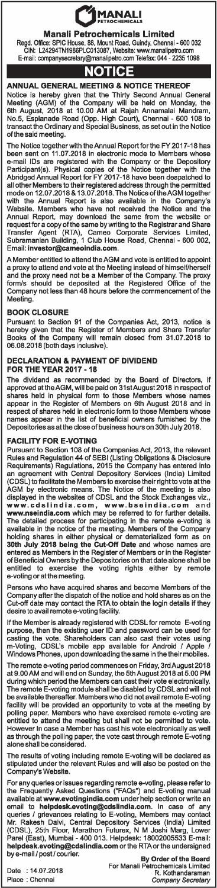# Manali Petrochemicals Limited

Regd. Office: SPIC House, 88, Mount Road, Guindy, Chennai - 600 032
CIN: L24294TN1986PLC013087, Website: www.manalipetro.com
E-mail: companysecretary@manalipetro.com Telefax: 044 - 2235 1098

# NOTICE

## ANNUAL GENERAL MEETING & NOTICE THEREOF

Notice is hereby given that the Thirty Second Annual General Meeting (AGM) of the Company will be held on Monday, the 6th August, 2018 at 10.00 AM at Rajah Annamalai Mandram, No.5, Esplanade Road (Opp. High Court), Chennai - 600 108 to transact the Ordinary and Special Business, as set out in the Notice of the said meeting.

The Notice together with the Annual Report for the FY 2017-18 has been sent on 11.07.2018 in electronic mode to Members whose e-mail IDs are registered with the Company or the Depository Participant(s). Physical copies of the Notice together with the Abridged Annual Report for FY 2017-18 have been despatched to all other Members to their registered address through the permitted mode on 12.07.2018 & 13.07.2018. The Notice of the AGM together with the Annual Report is also available in the Company's Website. Members who have not received the Notice and the Annual Report, may download the same from the website or request for a copy of the same by writing to the Registrar and Share Transfer Agent (RTA), Cameo Corporate Services Limited, Subramanian Building, 1 Club House Road, Chennai - 600 002, Email: **investor@cameoindia.com**.

A Member entitled to attend the AGM and vote is entitled to appoint a proxy to attend and vote at the Meeting instead of himself/herself and the proxy need not be a Member of the Company. The proxy form/s should be deposited at the Registered Office of the Company not less than 48 hours before the commencement of the Meeting.

## BOOK CLOSURE

Pursuant to Section 91 of the Companies Act, 2013, notice is hereby given that the Register of Members and Share Transfer Books of the Company will remain closed from 31.07.2018 to 06.08.2018 (both days inclusive).

## DECLARATION & PAYMENT OF DIVIDEND FOR THE YEAR 2017 - 18

The dividend as recommended by the Board of Directors, if approved at the AGM, will be paid on 31st August 2018 in respect of shares held in physical form to those Members whose names appear in the Register of Members on 6th August 2018 and in respect of shares held in electronic form to those Members whose names appear in the list of beneficial owners furnished by the Depositories as at the close of business hours on 30th July 2018.

## FACILITY FOR E-VOTING

Pursuant to Section 108 of the Companies Act, 2013, the relevant Rules and Regulation 44 of SEBI (Listing Obligations & Disclosure Requirements) Regulations, 2015 the Company has entered into an agreement with Central Depository Services (India) Limited (CDSL) to facilitate the Members to exercise their right to vote at the AGM by electronic means. The Notice of the meeting is also displayed in the websites of CDSL and the Stock Exchanges viz., **www.cdslindia.com**, **www.bseindia.com** and **www.nseindia.com** which may be referred to for further details. The detailed process for participating in the remote e-voting is available in the notice of the meeting. Members of the Company holding shares in either physical or dematerialized form as on **30th July 2018 being the Cut-Off Date** and whose names are entered as Members in the Register of Members or in the Register of Beneficial Owners by the Depositories on that date alone shall be entitled to exercise the voting rights either by remote e-voting or at the meeting.

Persons who have acquired shares and become Members of the Company after the dispatch of the notice and hold shares as on the Cut-off date may contact the RTA to obtain the login details if they desire to avail remote e-voting facility.

If the Member is already registered with CDSL for remote E-voting purpose, then the existing user ID and password can be used for casting the vote. Shareholders can also cast their votes using m-Voting, CDSL's mobile app available for Android / Apple / Windows Phones, upon downloading the same in the their mobiles.

The remote e-voting period commences on Friday, 3rd August 2018 at 9.00 AM and will end on Sunday, the 5th August 2018 at 5.00 PM during which period the Members can cast their vote electronically. The remote E-voting module shall be disabled by CDSL and will not be available thereafter. Members who did not avail remote E-voting facility will be provided an opportunity to vote at the meeting by polling paper. Members who have exercised remote e-voting are entitled to attend the meeting but shall not be permitted to vote. However In case a Member has cast his vote electronically as well as through the polling paper, the vote cast through remote E-voting alone shall be considered.

The results of voting including remote E-voting will be declared as stipulated under the relevant Rules and will also be posted on the Company's Website.

For any queries or issues regarding remote e-voting, please refer to the Frequently Asked Questions ("FAQs") and E-voting manual available at **www.evotingindia.com** under help section or write an email to **helpdesk.evoting@cdslindia.com**. In case of any queries / grievances relating to E-voting, Members may contact Mr. Rakesh Dalvi, Central Depository Services (India) Limited (CDSL), 25th Floor, Marathon Futurex, N M Joshi Marg, Lower Parel (East), Mumbai - 400 013. Helpdesk: 18002005533 E-mail: **helpdesk.evoting@cdslindia.com** or the RTA or the undersigned by e-mail / post / courier.

**By Order of the Board**
For Manali Petrochemicals Limited
R. Kothandaraman
*Company Secretary*

Date : 14.07.2018
Place : Chennai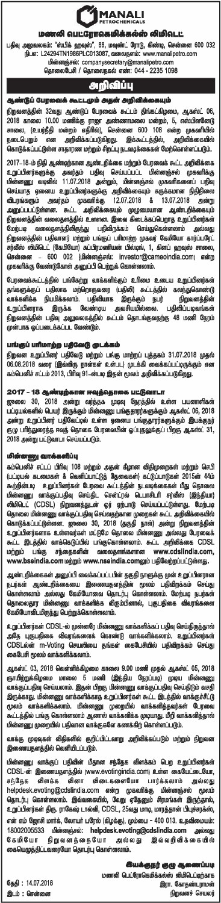# MANALI PETROCHEMICALS

## மணலி பெட்ரோகெமிக்கல்ஸ் லிமிடெட்

பதிவு அலுவலகம்: "ஸ்பிக் ஹவுஸ்", 88, மவுண்ட் ரோடு, கிண்டி, சென்னை 600 032
சிஐஎன்: L24294TN1986PLC013087, வலைதளம்: www.manalipetro.com
மின்னஞ்சல்: companysecretary@manalipetro.com
தொலைபேசி / தொலைநகல் எண்: 044 - 2235 1098

## அறிவிப்பு

### ஆண்டுப் பேரவைக் கூட்டமும் அதன் அறிவிக்கையும்

நிறுவனத்தின் 32வது ஆண்டுப் பேரவைக் கூட்டம் திங்கட்கிழமை, ஆகஸ்ட் 06, 2018 காலை 10.00 மணிக்கு ராஜா அண்ணாமலை மன்றம், 5, எஸ்பிளனேடு சாலை, (உயர்நீதி மன்றம் எதிரில்), சென்னை 600 108 என்ற முகவரியில் நடைபெறும் என அறிவிக்கப்படுகிறது. இக்கூட்டத்தில், அறிவிக்கையில் கொடுக்கப்பட்டுள்ள சாதாரண மற்றும் சிறப்பு நடவடிக்கைகள் மேற்கொள்ளப்படும்.

2017–18-ம் நிதி ஆண்டிற்கான ஆண்டறிக்கை மற்றும் பேரவைக் கூட்ட அறிவிக்கை உறுப்பினர்களுக்கு அவர்கள் பதிவு செய்யப்பட்ட மின்னஞ்சல் முகவரிக்கு மின்னஞ்சல் வாயிலாக 11.07.2018 அன்றும், மின்னஞ்சல் முகவரிகளைப் பதிவு செய்யாத ஏனைய உறுப்பினர்களுக்கு அறிவிக்கையும் சுருக்கமான நிதிநிலை விபரங்களும் அவர்கள் முகவரிக்கு 12.07.2018 & 13.07.2018 அன்று அனுப்பப்பட்டுள்ளன. கூட்ட அறிவிக்கையும் முழுமையான ஆண்டறிக்கையும் நிறுவனத்தின் வலைதளத்தில் உள்ளன. இவை கிடைக்கப்பெறாத உறுப்பினர்கள் மேற்படி வலைதளத்திலிருந்து பதிவிறக்கம் செய்துகொள்ளலாம் அல்லது நிறுவனத்தின் பதிவாளர் மற்றும் பங்குப் பரிமாற்ற முகவர் கேமியோ கார்ப்பரேட் சர்வீஸ் லிமிடெட் (கேமியோ) சுப்ரமணியன் பில்டிங், 1, கிளப் ஹவுஸ் சாலை, சென்னை – 600 002 (மின்னஞ்சல்: investor@cameoindia.com) என்ற முகவரிக்கு வேண்டுகோள் அனுப்பி பெற்றுக் கொள்ளலாம்.

பேரவைக்கூட்டத்தில் பங்கேற்று வாக்களிக்கும் உரிமை உடைய உறுப்பினர்கள் தங்களுக்குப் பதிலாக மற்றொருவரை (பதிலி) கூட்டத்தில் கலந்துகொண்டு வாக்களிக்க நியமிக்கலாம். பதிலியாக இருக்கும் நபர் நிறுவனத்தின் உறுப்பினராக இருக்க வேண்டிய அவசியமில்லை. பதிலிப்படிவங்கள் நிறுவனத்தின் பதிவு அலுவலகத்தில் கூட்டம் தொடங்குவதற்கு 48 மணி நேரம் முன்பாக ஒப்படைக்கப்பட வேண்டும்.

### பங்குப் பரிமாற்ற பதிவேடு முடக்கம்

நிறுவன உறுப்பினர் பதிவேடு மற்றும் பங்கு மாற்றுப் புத்தகம் 31.07.2018 முதல் 06.08.2018 வரை (இவ்விரு நாட்கள் உட்பட) முடக்கி வைக்கப்பட்டிருக்கும் என கம்பெனிச் சட்டம் 2013, பிரிவு 91-ன்படி இதன் மூலம் அறிவிக்கப்படுகிறது.

### 2017 - 18 ஆண்டிற்கான ஈவுத்தொகை பட்டுவாடா

ஜுலை 30, 2018 அன்று வர்த்தக முடிவு நேரத்தில் உள்ள பயனாளிகள் பட்டியல்களில் பெயர் இருக்கும் மின்னணு பங்குதாரர்களுக்கும் ஆகஸ்ட் 06, 2018 அன்று உறுப்பினர் பதிவேட்டில் உள்ள ஏனைய பங்குதாரர்களுக்கும் இயக்குநர் குழு பரிந்துரைத்த ஈவுத் தொகை பேரவையின் ஒப்புதலுக்குப் பிறகு ஆகஸ்ட் 31, 2018 அன்று பட்டுவாடா செய்யப்படும்.

### மின்னணு வாக்களிப்பு

கம்பெனிச் சட்டப் பிரிவு 108 மற்றும் அதன் கீழான விதிமுறைகள் மற்றும் செபி (பட்டியல் கடமைகள் & வெளிப்பாட்டுத் தேவைகள்) கட்டுப்பாடுகள் 2015ன் 44ம் கூறிற்கிணங்க உறுப்பினர்கள் பேரவை கூட்டத்தின் நடவடிக்கைகள் மீது தொலை மின்னணு வாக்குப்பதிவு செய்திட சென்ட்ரல் டெபாசிட்டரி சர்வீஸ் (இந்தியா) லிமிடெட் (CDSL) நிறுவனத்துடன் ஓர் ஏற்பாடு செய்யப்பட்டுள்ளது. மேற்படி தொலை மின்னணு வாக்குப்பதிவு செய்வதற்கான முறைகள் கூட்ட அறிவிக்கையில் கொடுக்கப்பட்டுள்ளன. ஜுலை 30, 2018 (தகுதி நாள்) அன்று நிறுவனத்தின் உறுப்பினர்களாக உள்ளவர்கள் மட்டுமே தொலை மின்னணு அல்லது பேரவைக் கூட்ட இடத்தில் வாக்களிக்கத் தகுதியுடையவர்கள். கூட்ட அறிவிக்கை CDSL மற்றும் பங்கு சந்தைகளின் வலைதளங்களான www.cdslindia.com, www.bseindia.com மற்றும் www.nseindia.com ஆகியவற்றிலும் பதிவேற்றப்பட்டுள்ளது.

ஆண்டறிக்கை அனுப்பி வைக்கப்பட்டபின் தகுதி நாளுக்கு முன் உறுப்பினரான நபர்கள் ஆண்டறிக்கையை இணையதளத்தின் மூலம் பதிவிறக்கம் செய்து கொள்ளலாம் அல்லது கேமியோவை தொடர்பு கொள்ளலாம். மேற்படி நபர்கள் தொலைதூர மின்னணு வாக்களிக்க விரும்பினால், புகுபதிகை விவரங்களை கேமியோவிடமிருந்து பெற்றுக்கொள்ளலாம்.

உறுப்பினர்கள் CDSL-ல் முன்னரே மின்னணு வாக்களிக்கப் பதிவு செய்திருந்தால் அதே புகுபதிகை விவரங்களைக் கொண்டு வாக்களிக்கலாம். உறுப்பினர்கள் CDSLலின் m-Voting செயலியை தங்கள் கைபேசியில் பதிவிறக்கம் செய்து கைபேசி மூலம் வாக்களிக்கலாம்.

ஆகஸ்ட் 03, 2018 வெள்ளிக்கிழமை காலை 9.00 மணி முதல் ஆகஸ்ட் 05, 2018 ஞாயிற்றுக்கிழமை மாலை 5 மணி (இந்திய நேரப்படி) முடிய மின்னணு வாக்குப்பதிவு செய்யலாம். இதன் பிறகு மின்னணு வாக்குப்பதிவு செய்திடும் வசதி இருக்காது. மின்னணு வாக்களிக்காத உறுப்பினர்கள் கூட்ட இடத்தில் வாக்குச்சீட்டு மூலம் வாக்களிக்கலாம். மின்னணு முறையில் வாக்களித்தவர்கள் பேரவை கூட்டத்தில் பங்கு கொள்ளலாம் ஆனால் வாக்களிக்க முடியாது. மீறி வாக்களித்தால் மின்னணு முறையில் பதிவான வாக்குகளே கணக்கில் கொள்ளப்படும்.

வாக்கு முடிவுகள் விதிகளில் குறிப்பிட்டவாறு அறிவிக்கப்படும் மற்றும் நிறுவன இணையதளத்தில் வெளியிடப்படும்.

மின்னணு வாக்குப் பதிவின் மீதான சந்தேக விளக்கம் பெற உறுப்பினர்கள் CDSL-ன் இணையதளத்தில் (www.evotingindia.com) உள்ள கையேட்டையோ, சந்தேக விளக்க வினா விடைகளையோ பார்க்கலாம் அல்லது helpdesk.evoting@cdslindia.com என்ற முகவரிக்கு மின்னஞ்சல் மூலம் தொடர்பு கொள்ளலாம். இவ்வகையில், வேறு ஏதேனும் சிரமங்கள் இருந்தால், உறுப்பினர்கள் திரு. ராகேஷ் டால்வி, CDSL, 25வது மாடி, மாரத்தான் பியூச்சரெக்ஸ், என் எம் ஜோசி மார்க், லோயர் பரேல் (கிழக்கு), மும்பை - 400 013. உதவிமையம்: 18002005533 மின்னஞ்சல்: helpdesk.evoting@cdslindia.com அல்லது கேமியோ நிறுவனத்தையோ அல்லது இவ்வறிவிக்கையில் கையெழுத்திட்டவரையோ தொடர்பு கொள்ளலாம்.

இயக்குநர் குழு ஆணைப்படி
மணலி பெட்ரோகெமிக்கல்ஸ் லிமிடெட்டிற்காக
இரா. கோதண்டராமன்
நிறுவனச் செயலர்

தேதி : 14.07.2018
இடம் : சென்னை